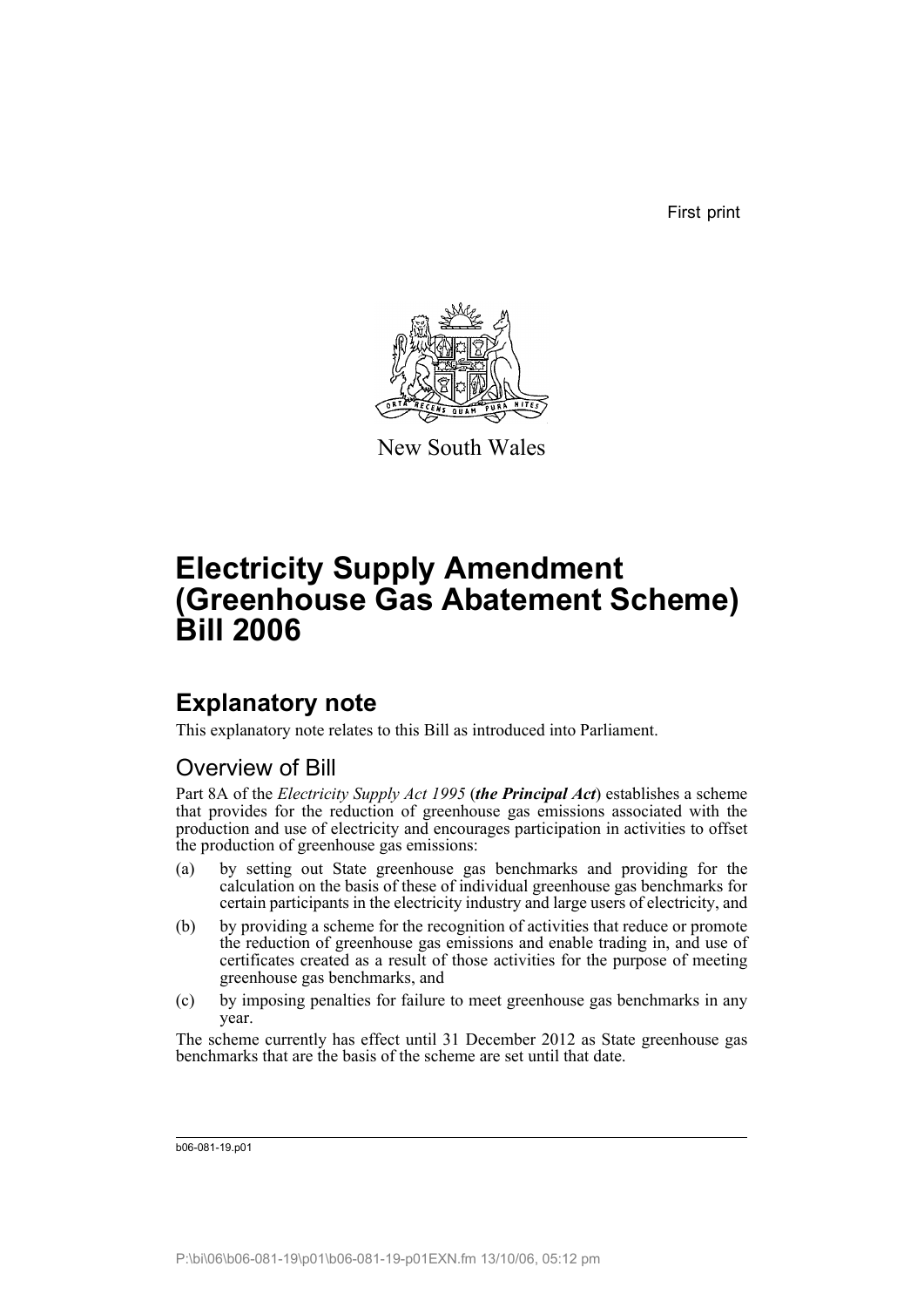First print

New South Wales

# Electricity Supply Amendment (Greenhouse Gas Abatement Scheme) Bill 2006

## Explanatory note

This explanatory note relates to this Bill as introduced into Parliament.

### Overview of Bill

Part 8A of the *Electricity Supply Act 1995* (***the Principal Act***) establishes a scheme that provides for the reduction of greenhouse gas emissions associated with the production and use of electricity and encourages participation in activities to offset the production of greenhouse gas emissions:

(a) by setting out State greenhouse gas benchmarks and providing for the calculation on the basis of these of individual greenhouse gas benchmarks for certain participants in the electricity industry and large users of electricity, and

(b) by providing a scheme for the recognition of activities that reduce or promote the reduction of greenhouse gas emissions and enable trading in, and use of certificates created as a result of those activities for the purpose of meeting greenhouse gas benchmarks, and

(c) by imposing penalties for failure to meet greenhouse gas benchmarks in any year.

The scheme currently has effect until 31 December 2012 as State greenhouse gas benchmarks that are the basis of the scheme are set until that date.

b06-081-19.p01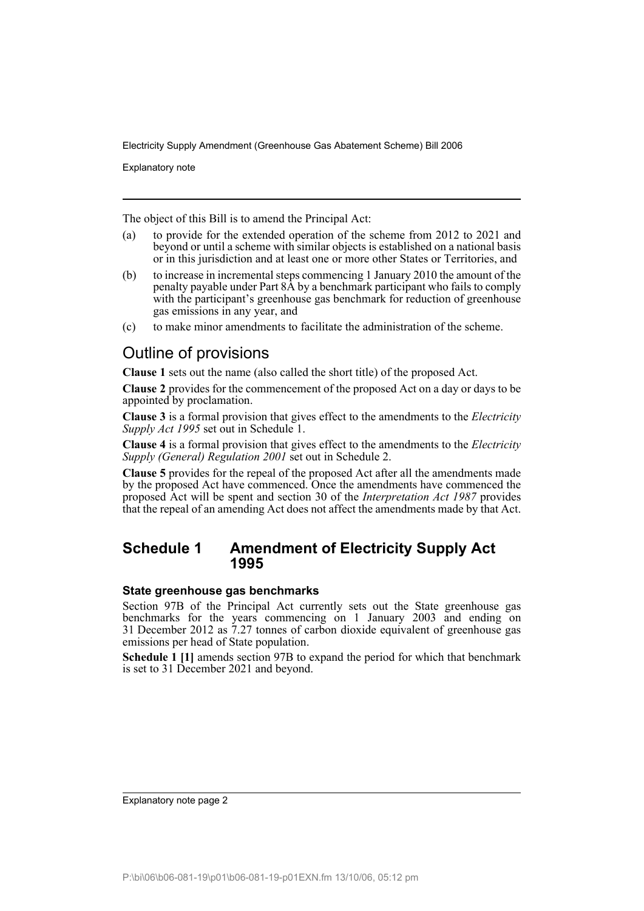The object of this Bill is to amend the Principal Act:

(a) to provide for the extended operation of the scheme from 2012 to 2021 and beyond or until a scheme with similar objects is established on a national basis or in this jurisdiction and at least one or more other States or Territories, and

(b) to increase in incremental steps commencing 1 January 2010 the amount of the penalty payable under Part 8A by a benchmark participant who fails to comply with the participant's greenhouse gas benchmark for reduction of greenhouse gas emissions in any year, and

(c) to make minor amendments to facilitate the administration of the scheme.

## Outline of provisions

**Clause 1** sets out the name (also called the short title) of the proposed Act.

**Clause 2** provides for the commencement of the proposed Act on a day or days to be appointed by proclamation.

**Clause 3** is a formal provision that gives effect to the amendments to the *Electricity Supply Act 1995* set out in Schedule 1.

**Clause 4** is a formal provision that gives effect to the amendments to the *Electricity Supply (General) Regulation 2001* set out in Schedule 2.

**Clause 5** provides for the repeal of the proposed Act after all the amendments made by the proposed Act have commenced. Once the amendments have commenced the proposed Act will be spent and section 30 of the *Interpretation Act 1987* provides that the repeal of an amending Act does not affect the amendments made by that Act.

## Schedule 1 Amendment of Electricity Supply Act 1995

### State greenhouse gas benchmarks

Section 97B of the Principal Act currently sets out the State greenhouse gas benchmarks for the years commencing on 1 January 2003 and ending on 31 December 2012 as 7.27 tonnes of carbon dioxide equivalent of greenhouse gas emissions per head of State population.

**Schedule 1 [1]** amends section 97B to expand the period for which that benchmark is set to 31 December 2021 and beyond.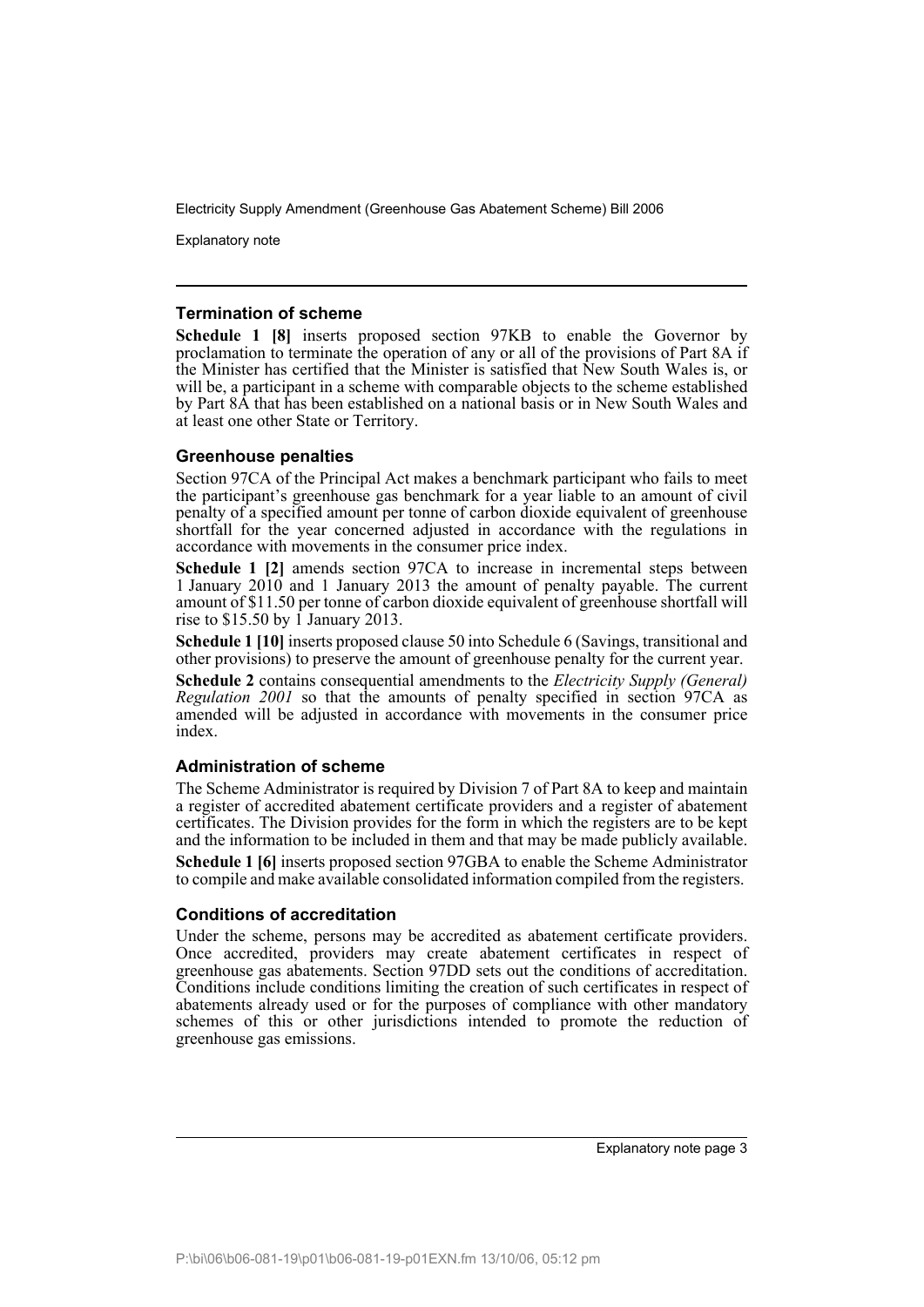### Termination of scheme

**Schedule 1 [8]** inserts proposed section 97KB to enable the Governor by proclamation to terminate the operation of any or all of the provisions of Part 8A if the Minister has certified that the Minister is satisfied that New South Wales is, or will be, a participant in a scheme with comparable objects to the scheme established by Part 8A that has been established on a national basis or in New South Wales and at least one other State or Territory.

### Greenhouse penalties

Section 97CA of the Principal Act makes a benchmark participant who fails to meet the participant's greenhouse gas benchmark for a year liable to an amount of civil penalty of a specified amount per tonne of carbon dioxide equivalent of greenhouse shortfall for the year concerned adjusted in accordance with the regulations in accordance with movements in the consumer price index.

**Schedule 1 [2]** amends section 97CA to increase in incremental steps between 1 January 2010 and 1 January 2013 the amount of penalty payable. The current amount of $11.50 per tonne of carbon dioxide equivalent of greenhouse shortfall will rise to $15.50 by 1 January 2013.

**Schedule 1 [10]** inserts proposed clause 50 into Schedule 6 (Savings, transitional and other provisions) to preserve the amount of greenhouse penalty for the current year.

**Schedule 2** contains consequential amendments to the *Electricity Supply (General) Regulation 2001* so that the amounts of penalty specified in section 97CA as amended will be adjusted in accordance with movements in the consumer price index.

### Administration of scheme

The Scheme Administrator is required by Division 7 of Part 8A to keep and maintain a register of accredited abatement certificate providers and a register of abatement certificates. The Division provides for the form in which the registers are to be kept and the information to be included in them and that may be made publicly available.

**Schedule 1 [6]** inserts proposed section 97GBA to enable the Scheme Administrator to compile and make available consolidated information compiled from the registers.

### Conditions of accreditation

Under the scheme, persons may be accredited as abatement certificate providers. Once accredited, providers may create abatement certificates in respect of greenhouse gas abatements. Section 97DD sets out the conditions of accreditation. Conditions include conditions limiting the creation of such certificates in respect of abatements already used or for the purposes of compliance with other mandatory schemes of this or other jurisdictions intended to promote the reduction of greenhouse gas emissions.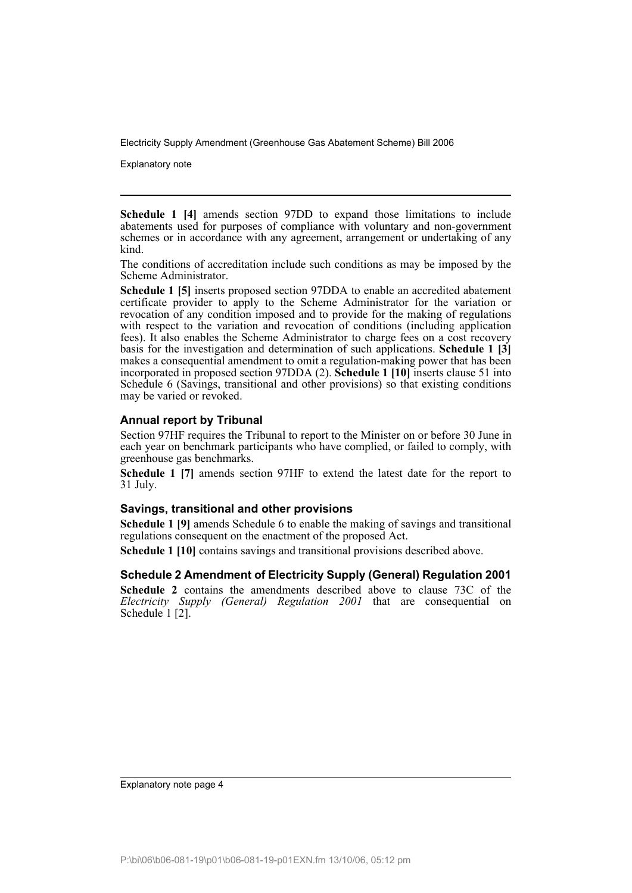**Schedule 1 [4]** amends section 97DD to expand those limitations to include abatements used for purposes of compliance with voluntary and non-government schemes or in accordance with any agreement, arrangement or undertaking of any kind.

The conditions of accreditation include such conditions as may be imposed by the Scheme Administrator.

**Schedule 1 [5]** inserts proposed section 97DDA to enable an accredited abatement certificate provider to apply to the Scheme Administrator for the variation or revocation of any condition imposed and to provide for the making of regulations with respect to the variation and revocation of conditions (including application fees). It also enables the Scheme Administrator to charge fees on a cost recovery basis for the investigation and determination of such applications. **Schedule 1 [3]** makes a consequential amendment to omit a regulation-making power that has been incorporated in proposed section 97DDA (2). **Schedule 1 [10]** inserts clause 51 into Schedule 6 (Savings, transitional and other provisions) so that existing conditions may be varied or revoked.

### Annual report by Tribunal

Section 97HF requires the Tribunal to report to the Minister on or before 30 June in each year on benchmark participants who have complied, or failed to comply, with greenhouse gas benchmarks.

**Schedule 1 [7]** amends section 97HF to extend the latest date for the report to 31 July.

### Savings, transitional and other provisions

**Schedule 1 [9]** amends Schedule 6 to enable the making of savings and transitional regulations consequent on the enactment of the proposed Act.

**Schedule 1 [10]** contains savings and transitional provisions described above.

### Schedule 2 Amendment of Electricity Supply (General) Regulation 2001

**Schedule 2** contains the amendments described above to clause 73C of the *Electricity Supply (General) Regulation 2001* that are consequential on Schedule 1 [2].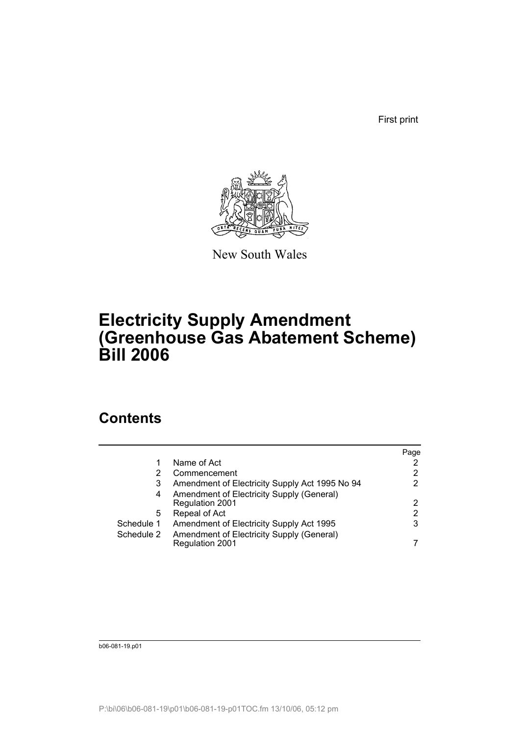First print

New South Wales

# Electricity Supply Amendment (Greenhouse Gas Abatement Scheme) Bill 2006

## Contents

| | | Page |
|---|---|---|
| 1 | Name of Act | 2 |
| 2 | Commencement | 2 |
| 3 | Amendment of Electricity Supply Act 1995 No 94 | 2 |
| 4 | Amendment of Electricity Supply (General) Regulation 2001 | 2 |
| 5 | Repeal of Act | 2 |
| Schedule 1 | Amendment of Electricity Supply Act 1995 | 3 |
| Schedule 2 | Amendment of Electricity Supply (General) Regulation 2001 | 7 |

b06-081-19.p01

P:\bi\06\b06-081-19\p01\b06-081-19-p01TOC.fm 13/10/06, 05:12 pm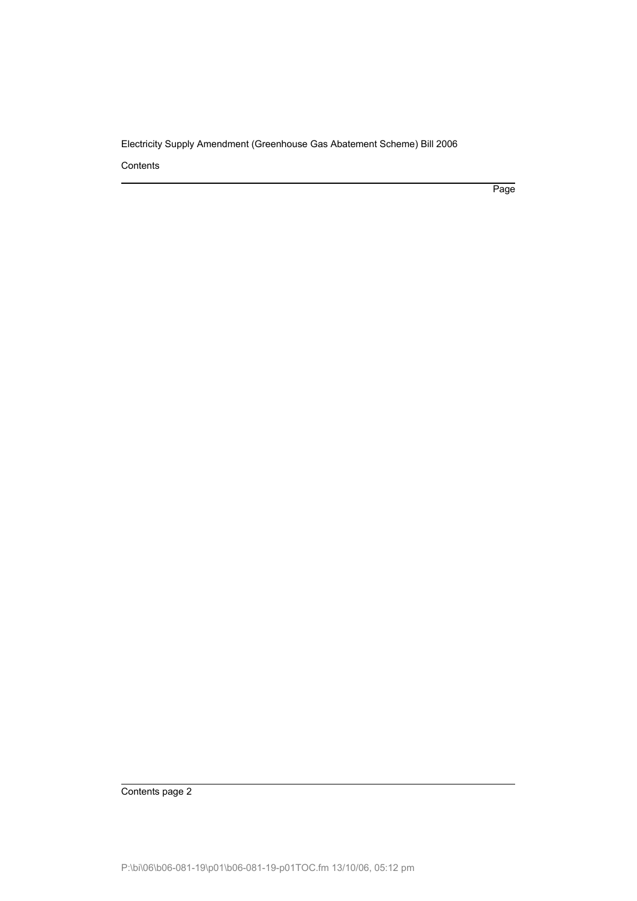Contents

Page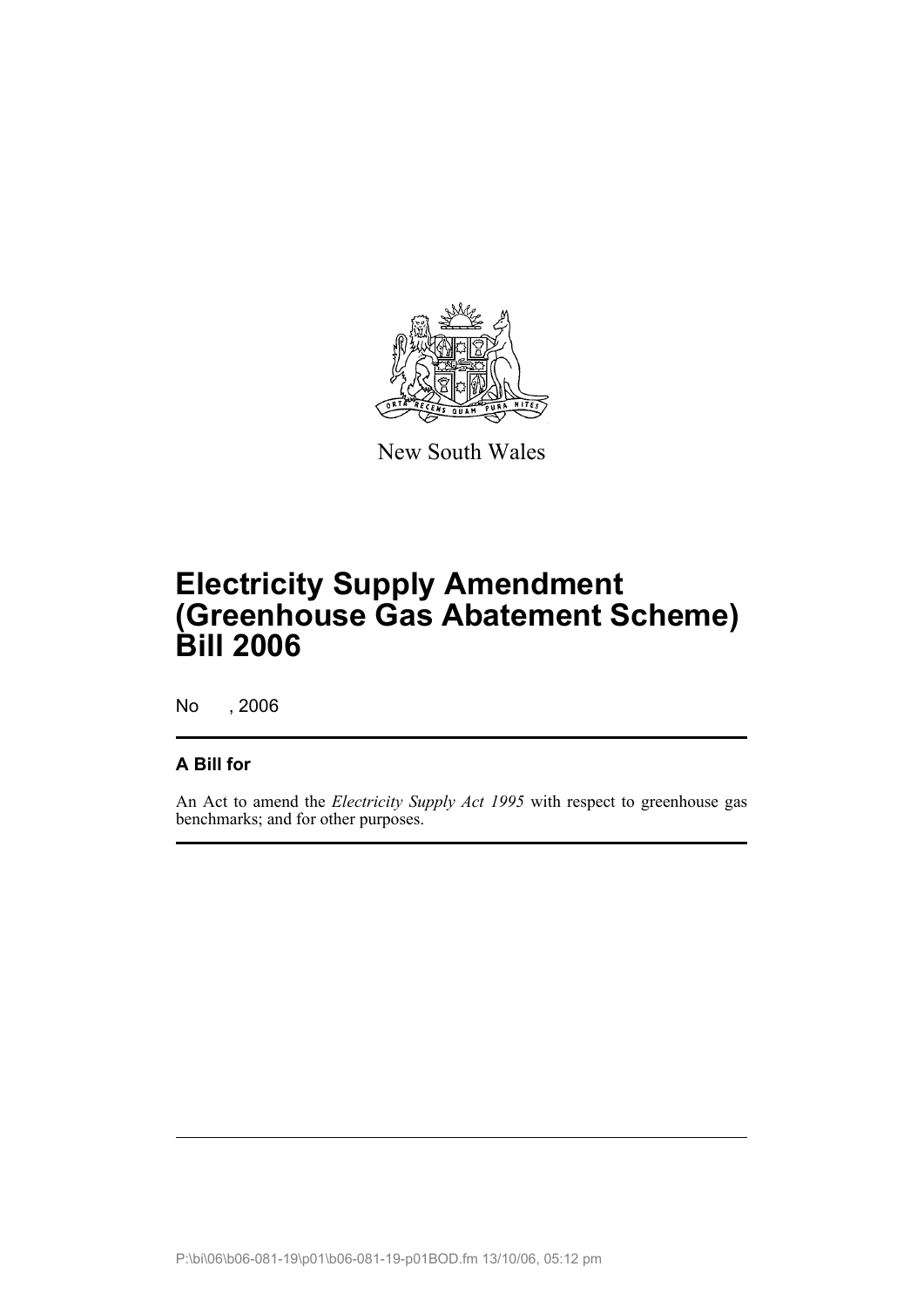New South Wales

# Electricity Supply Amendment (Greenhouse Gas Abatement Scheme) Bill 2006

No , 2006

## A Bill for

An Act to amend the *Electricity Supply Act 1995* with respect to greenhouse gas benchmarks; and for other purposes.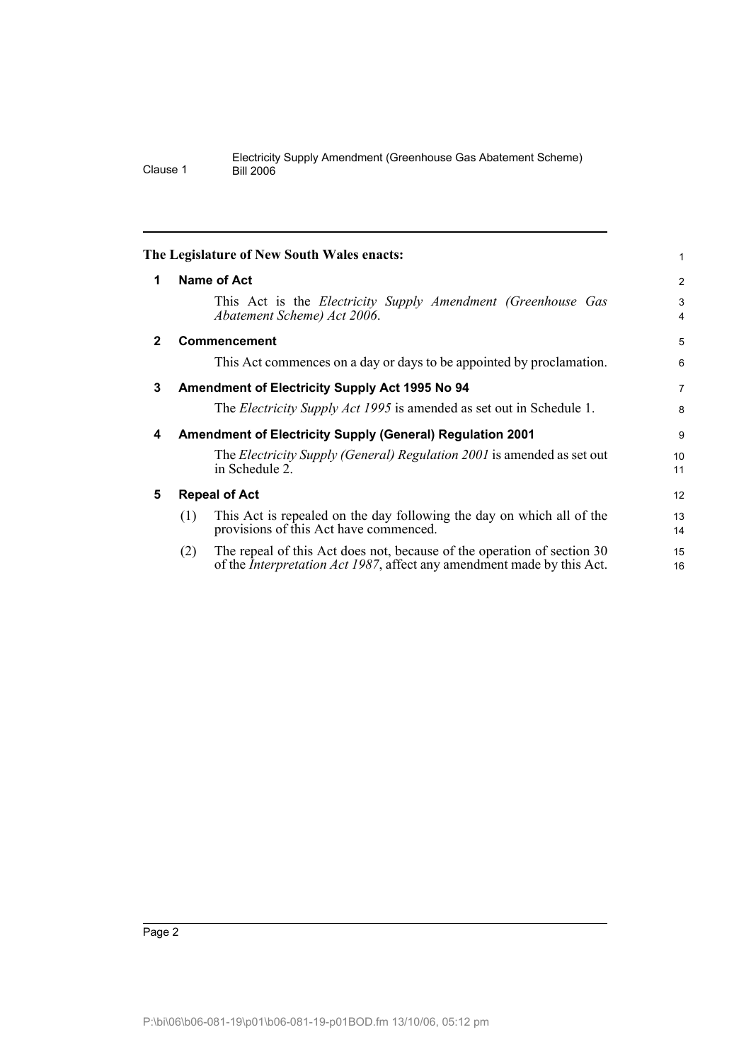**The Legislature of New South Wales enacts:**

**1 Name of Act**

This Act is the *Electricity Supply Amendment (Greenhouse Gas Abatement Scheme) Act 2006*.

**2 Commencement**

This Act commences on a day or days to be appointed by proclamation.

**3 Amendment of Electricity Supply Act 1995 No 94**

The *Electricity Supply Act 1995* is amended as set out in Schedule 1.

**4 Amendment of Electricity Supply (General) Regulation 2001**

The *Electricity Supply (General) Regulation 2001* is amended as set out in Schedule 2.

**5 Repeal of Act**

(1) This Act is repealed on the day following the day on which all of the provisions of this Act have commenced.

(2) The repeal of this Act does not, because of the operation of section 30 of the *Interpretation Act 1987*, affect any amendment made by this Act.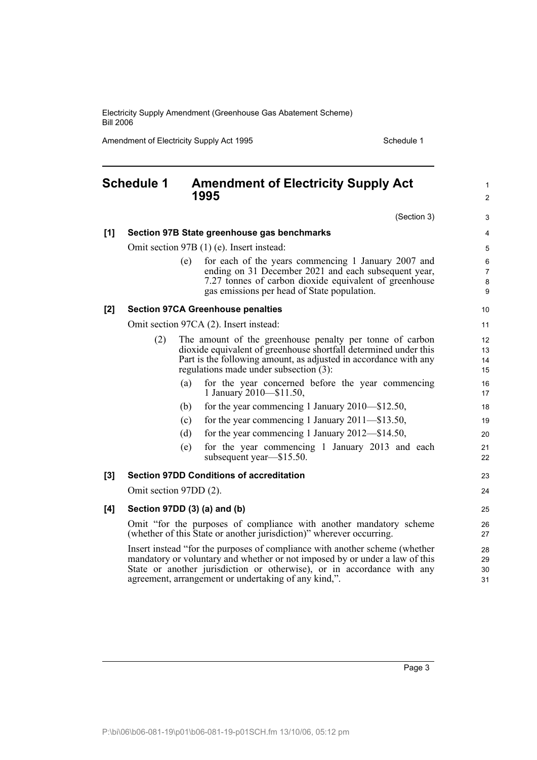## Schedule 1 Amendment of Electricity Supply Act 1995

(Section 3)

**[1] Section 97B State greenhouse gas benchmarks**

Omit section 97B (1) (e). Insert instead:

> (e) for each of the years commencing 1 January 2007 and ending on 31 December 2021 and each subsequent year, 7.27 tonnes of carbon dioxide equivalent of greenhouse gas emissions per head of State population.

**[2] Section 97CA Greenhouse penalties**

Omit section 97CA (2). Insert instead:

> (2) The amount of the greenhouse penalty per tonne of carbon dioxide equivalent of greenhouse shortfall determined under this Part is the following amount, as adjusted in accordance with any regulations made under subsection (3):
>
> (a) for the year concerned before the year commencing 1 January 2010—$11.50,
>
> (b) for the year commencing 1 January 2010—$12.50,
>
> (c) for the year commencing 1 January 2011—$13.50,
>
> (d) for the year commencing 1 January 2012—$14.50,
>
> (e) for the year commencing 1 January 2013 and each subsequent year—$15.50.

**[3] Section 97DD Conditions of accreditation**

Omit section 97DD (2).

**[4] Section 97DD (3) (a) and (b)**

Omit "for the purposes of compliance with another mandatory scheme (whether of this State or another jurisdiction)" wherever occurring.

Insert instead "for the purposes of compliance with another scheme (whether mandatory or voluntary and whether or not imposed by or under a law of this State or another jurisdiction or otherwise), or in accordance with any agreement, arrangement or undertaking of any kind,".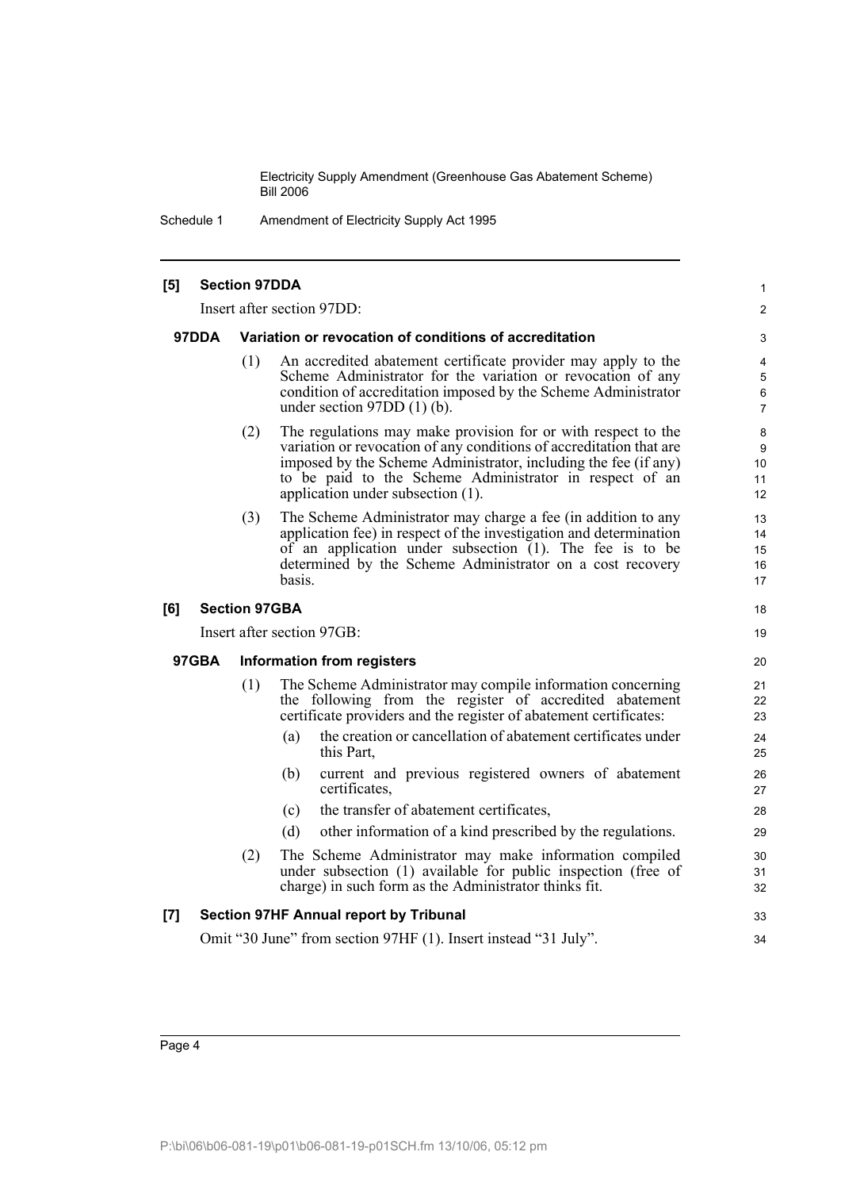**[5] Section 97DDA**

Insert after section 97DD:

**97DDA Variation or revocation of conditions of accreditation**

(1) An accredited abatement certificate provider may apply to the Scheme Administrator for the variation or revocation of any condition of accreditation imposed by the Scheme Administrator under section 97DD (1) (b).

(2) The regulations may make provision for or with respect to the variation or revocation of any conditions of accreditation that are imposed by the Scheme Administrator, including the fee (if any) to be paid to the Scheme Administrator in respect of an application under subsection (1).

(3) The Scheme Administrator may charge a fee (in addition to any application fee) in respect of the investigation and determination of an application under subsection (1). The fee is to be determined by the Scheme Administrator on a cost recovery basis.

**[6] Section 97GBA**

Insert after section 97GB:

**97GBA Information from registers**

(1) The Scheme Administrator may compile information concerning the following from the register of accredited abatement certificate providers and the register of abatement certificates:

- (a) the creation or cancellation of abatement certificates under this Part,
- (b) current and previous registered owners of abatement certificates,
- (c) the transfer of abatement certificates,
- (d) other information of a kind prescribed by the regulations.

(2) The Scheme Administrator may make information compiled under subsection (1) available for public inspection (free of charge) in such form as the Administrator thinks fit.

**[7] Section 97HF Annual report by Tribunal**

Omit "30 June" from section 97HF (1). Insert instead "31 July".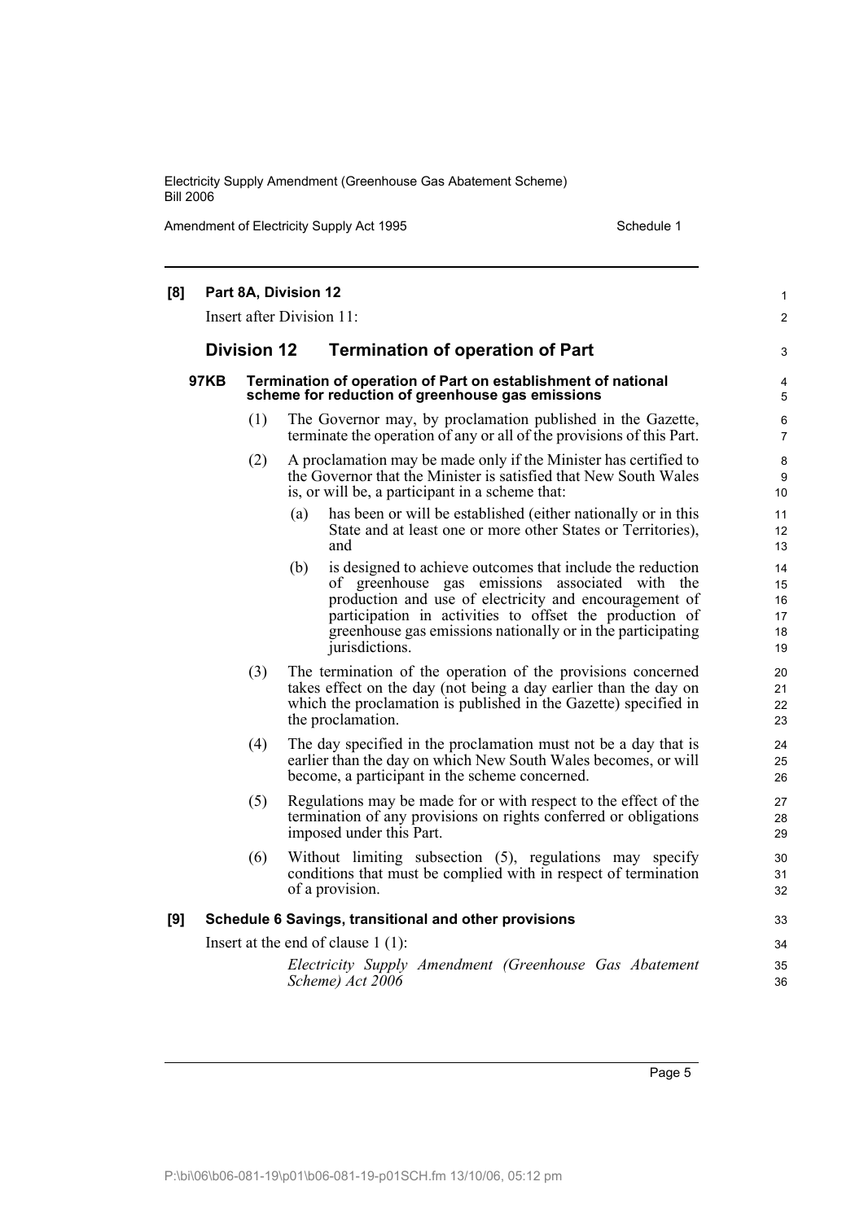**[8] Part 8A, Division 12**

Insert after Division 11:

## Division 12 Termination of operation of Part

### 97KB Termination of operation of Part on establishment of national scheme for reduction of greenhouse gas emissions

(1) The Governor may, by proclamation published in the Gazette, terminate the operation of any or all of the provisions of this Part.

(2) A proclamation may be made only if the Minister has certified to the Governor that the Minister is satisfied that New South Wales is, or will be, a participant in a scheme that:

- (a) has been or will be established (either nationally or in this State and at least one or more other States or Territories), and
- (b) is designed to achieve outcomes that include the reduction of greenhouse gas emissions associated with the production and use of electricity and encouragement of participation in activities to offset the production of greenhouse gas emissions nationally or in the participating jurisdictions.

(3) The termination of the operation of the provisions concerned takes effect on the day (not being a day earlier than the day on which the proclamation is published in the Gazette) specified in the proclamation.

(4) The day specified in the proclamation must not be a day that is earlier than the day on which New South Wales becomes, or will become, a participant in the scheme concerned.

(5) Regulations may be made for or with respect to the effect of the termination of any provisions on rights conferred or obligations imposed under this Part.

(6) Without limiting subsection (5), regulations may specify conditions that must be complied with in respect of termination of a provision.

**[9] Schedule 6 Savings, transitional and other provisions**

Insert at the end of clause 1 (1):

*Electricity Supply Amendment (Greenhouse Gas Abatement Scheme) Act 2006*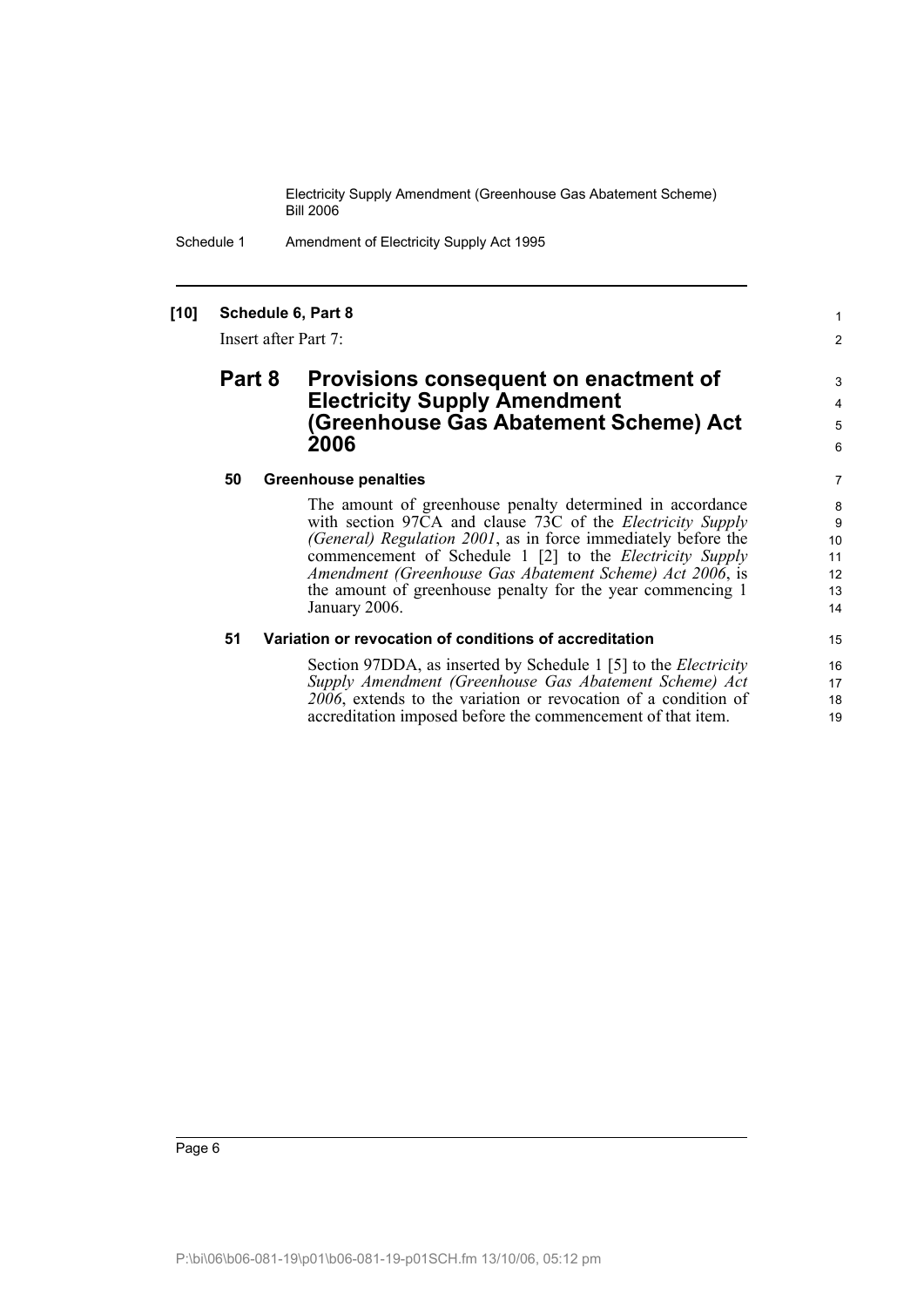**[10] Schedule 6, Part 8**

Insert after Part 7:

## Part 8 Provisions consequent on enactment of Electricity Supply Amendment (Greenhouse Gas Abatement Scheme) Act 2006

### 50 Greenhouse penalties

The amount of greenhouse penalty determined in accordance with section 97CA and clause 73C of the *Electricity Supply (General) Regulation 2001*, as in force immediately before the commencement of Schedule 1 [2] to the *Electricity Supply Amendment (Greenhouse Gas Abatement Scheme) Act 2006*, is the amount of greenhouse penalty for the year commencing 1 January 2006.

### 51 Variation or revocation of conditions of accreditation

Section 97DDA, as inserted by Schedule 1 [5] to the *Electricity Supply Amendment (Greenhouse Gas Abatement Scheme) Act 2006*, extends to the variation or revocation of a condition of accreditation imposed before the commencement of that item.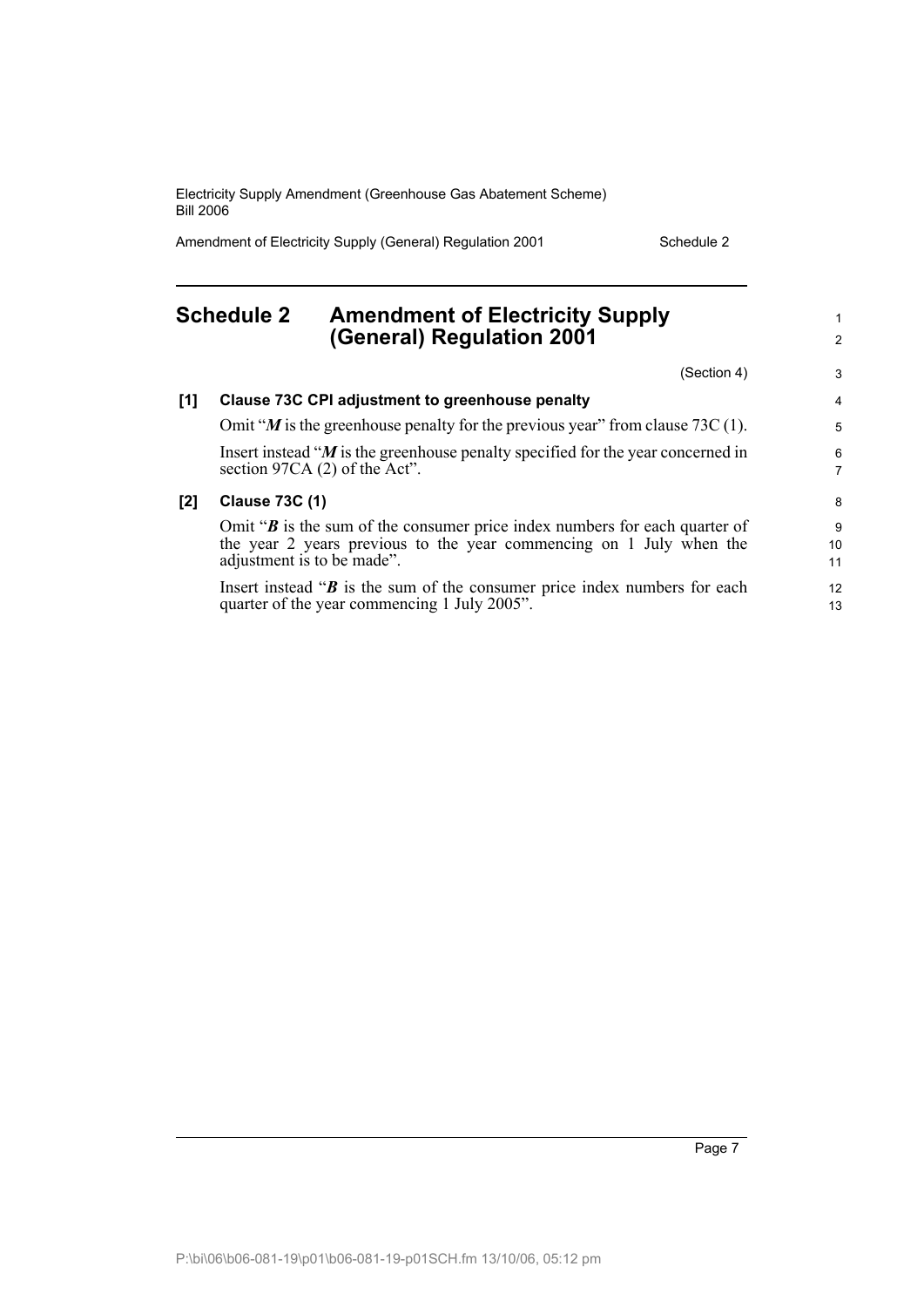## Schedule 2 Amendment of Electricity Supply (General) Regulation 2001

(Section 4)

**[1] Clause 73C CPI adjustment to greenhouse penalty**

Omit "***M*** is the greenhouse penalty for the previous year" from clause 73C (1).

Insert instead "***M*** is the greenhouse penalty specified for the year concerned in section 97CA (2) of the Act".

**[2] Clause 73C (1)**

Omit "***B*** is the sum of the consumer price index numbers for each quarter of the year 2 years previous to the year commencing on 1 July when the adjustment is to be made".

Insert instead "***B*** is the sum of the consumer price index numbers for each quarter of the year commencing 1 July 2005".